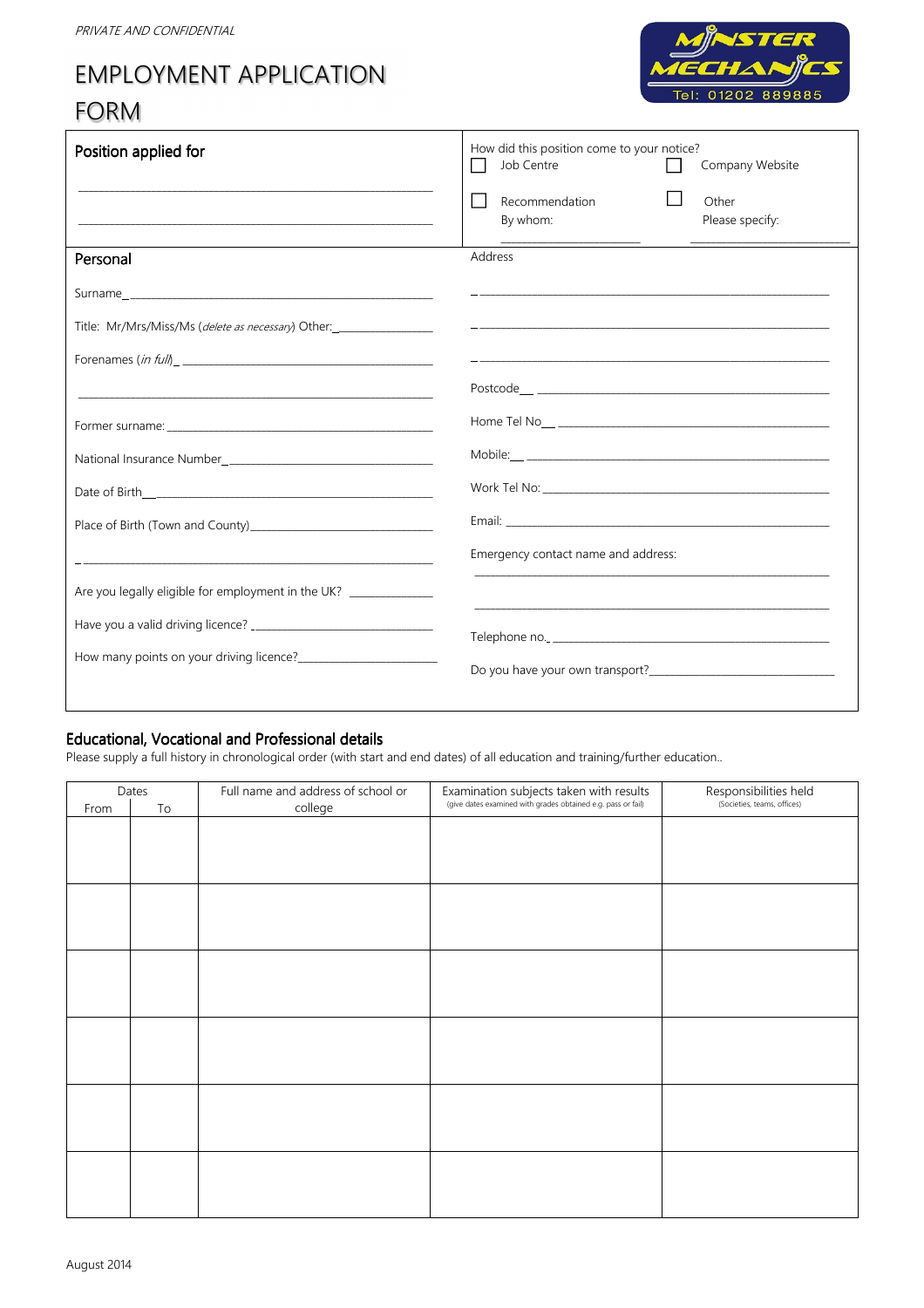*PRIVATE AND CONFIDENTIAL*

# EMPLOYMENT APPLICATION FORM

MINSTER MECHANICS
Tel: 01202 889885

| Position applied for | How did this position come to your notice? |
|---|---|
| ______________________________ | ☐ Job Centre ☐ Company Website |
| ______________________________ | ☐ Recommendation By whom: ______________ ☐ Other Please specify: ______________ |

| Personal | Address |
|---|---|
| Surname______________________________ | ______________________________ |
| Title: Mr/Mrs/Miss/Ms (*delete as necessary*) Other:____________ | ______________________________ |
| Forenames (*in full*)______________________________ | ______________________________ |
| ______________________________ | Postcode______________________________ |
| Former surname: ______________________________ | Home Tel No______________________________ |
| National Insurance Number______________________________ | Mobile:______________________________ |
| Date of Birth______________________________ | Work Tel No: ______________________________ |
| Place of Birth (Town and County)______________________________ | Email: ______________________________ |
| ______________________________ | Emergency contact name and address: |
| Are you legally eligible for employment in the UK? __________ | ______________________________ |
| Have you a valid driving licence? ______________________ | ______________________________ |
| How many points on your driving licence?__________________ | Telephone no.______________________________ |
| | Do you have your own transport?______________________ |

## Educational, Vocational and Professional details

Please supply a full history in chronological order (with start and end dates) of all education and training/further education..

| Dates | | Full name and address of school or college | Examination subjects taken with results (give dates examined with grades obtained e.g. pass or fail) | Responsibilities held (Societies, teams, offices) |
|---|---|---|---|---|
| From | To | | | |
| | | | | |
| | | | | |
| | | | | |
| | | | | |
| | | | | |
| | | | | |

August 2014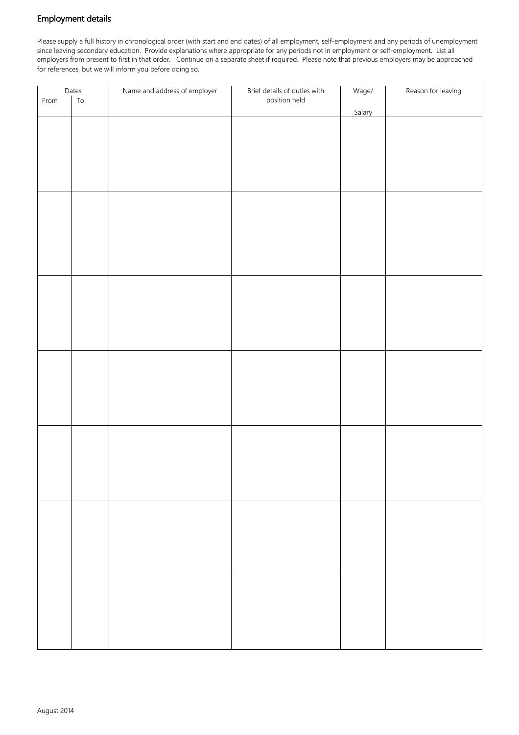## Employment details

Please supply a full history in chronological order (with start and end dates) of all employment, self-employment and any periods of unemployment since leaving secondary education. Provide explanations where appropriate for any periods not in employment or self-employment. List all employers from present to first in that order. Continue on a separate sheet if required. Please note that previous employers may be approached for references, but we will inform you before doing so.

| Dates | | Name and address of employer | Brief details of duties with position held | Wage/ Salary | Reason for leaving |
|---|---|---|---|---|---|
| From | To | | | | |
| | | | | | |
| | | | | | |
| | | | | | |
| | | | | | |
| | | | | | |
| | | | | | |
| | | | | | |

August 2014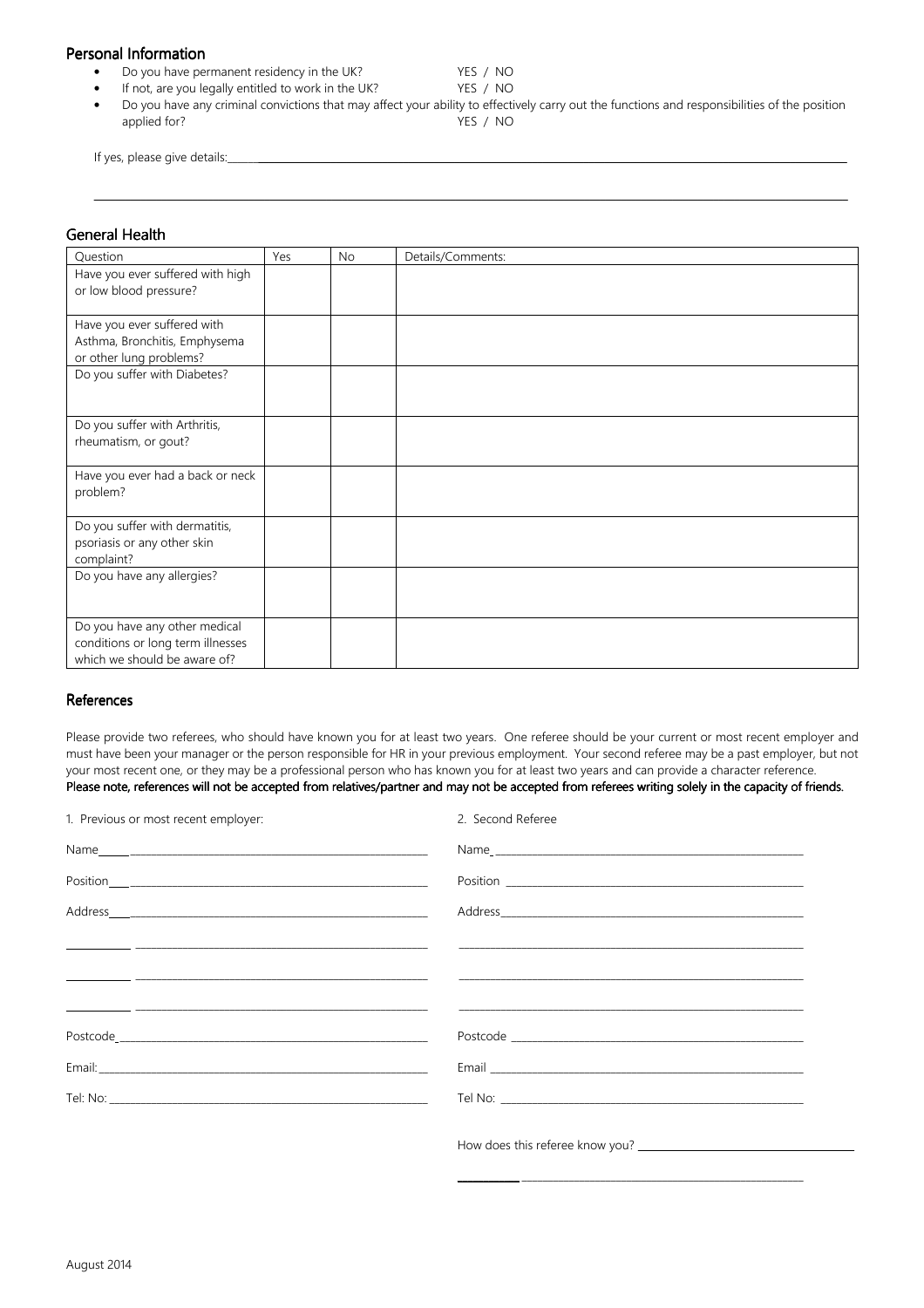## Personal Information

- Do you have permanent residency in the UK? YES / NO
- If not, are you legally entitled to work in the UK? YES / NO
- Do you have any criminal convictions that may affect your ability to effectively carry out the functions and responsibilities of the position applied for? YES / NO

If yes, please give details:\_\_\_\_\_\_\_\_\_\_\_\_\_\_\_\_\_\_\_\_\_\_\_\_\_\_\_\_\_\_\_\_\_\_\_\_\_\_\_\_\_\_\_\_\_\_\_\_\_\_\_\_\_\_\_\_

\_\_\_\_\_\_\_\_\_\_\_\_\_\_\_\_\_\_\_\_\_\_\_\_\_\_\_\_\_\_\_\_\_\_\_\_\_\_\_\_\_\_\_\_\_\_\_\_\_\_\_\_\_\_\_\_\_\_\_\_\_\_\_\_\_\_\_\_\_\_\_\_\_\_\_\_\_\_

## General Health

| Question | Yes | No | Details/Comments: |
|---|---|---|---|
| Have you ever suffered with high or low blood pressure? | | | |
| Have you ever suffered with Asthma, Bronchitis, Emphysema or other lung problems? | | | |
| Do you suffer with Diabetes? | | | |
| Do you suffer with Arthritis, rheumatism, or gout? | | | |
| Have you ever had a back or neck problem? | | | |
| Do you suffer with dermatitis, psoriasis or any other skin complaint? | | | |
| Do you have any allergies? | | | |
| Do you have any other medical conditions or long term illnesses which we should be aware of? | | | |

## References

Please provide two referees, who should have known you for at least two years. One referee should be your current or most recent employer and must have been your manager or the person responsible for HR in your previous employment. Your second referee may be a past employer, but not your most recent one, or they may be a professional person who has known you for at least two years and can provide a character reference.
**Please note, references will not be accepted from relatives/partner and may not be accepted from referees writing solely in the capacity of friends.**

1. Previous or most recent employer:

Name\_\_\_\_\_\_\_\_\_\_\_\_\_\_\_\_\_\_\_\_\_\_\_\_\_\_\_\_\_\_\_\_\_\_\_\_\_\_\_\_

Position\_\_\_\_\_\_\_\_\_\_\_\_\_\_\_\_\_\_\_\_\_\_\_\_\_\_\_\_\_\_\_\_\_\_\_\_\_\_

Address\_\_\_\_\_\_\_\_\_\_\_\_\_\_\_\_\_\_\_\_\_\_\_\_\_\_\_\_\_\_\_\_\_\_\_\_\_\_

\_\_\_\_\_\_\_\_\_\_\_\_\_\_\_\_\_\_\_\_\_\_\_\_\_\_\_\_\_\_\_\_\_\_\_\_\_\_\_\_\_\_\_\_\_\_\_\_

\_\_\_\_\_\_\_\_\_\_\_\_\_\_\_\_\_\_\_\_\_\_\_\_\_\_\_\_\_\_\_\_\_\_\_\_\_\_\_\_\_\_\_\_\_\_\_\_

\_\_\_\_\_\_\_\_\_\_\_\_\_\_\_\_\_\_\_\_\_\_\_\_\_\_\_\_\_\_\_\_\_\_\_\_\_\_\_\_\_\_\_\_\_\_\_\_

Postcode\_\_\_\_\_\_\_\_\_\_\_\_\_\_\_\_\_\_\_\_\_\_\_\_\_\_\_\_\_\_\_\_\_\_\_\_\_\_

Email:\_\_\_\_\_\_\_\_\_\_\_\_\_\_\_\_\_\_\_\_\_\_\_\_\_\_\_\_\_\_\_\_\_\_\_\_\_\_\_\_

Tel: No: \_\_\_\_\_\_\_\_\_\_\_\_\_\_\_\_\_\_\_\_\_\_\_\_\_\_\_\_\_\_\_\_\_\_\_\_\_\_

2. Second Referee

Name\_\_\_\_\_\_\_\_\_\_\_\_\_\_\_\_\_\_\_\_\_\_\_\_\_\_\_\_\_\_\_\_\_\_\_\_\_\_\_\_

Position \_\_\_\_\_\_\_\_\_\_\_\_\_\_\_\_\_\_\_\_\_\_\_\_\_\_\_\_\_\_\_\_\_\_\_\_\_\_

Address\_\_\_\_\_\_\_\_\_\_\_\_\_\_\_\_\_\_\_\_\_\_\_\_\_\_\_\_\_\_\_\_\_\_\_\_\_\_

\_\_\_\_\_\_\_\_\_\_\_\_\_\_\_\_\_\_\_\_\_\_\_\_\_\_\_\_\_\_\_\_\_\_\_\_\_\_\_\_\_\_\_\_\_\_\_\_

\_\_\_\_\_\_\_\_\_\_\_\_\_\_\_\_\_\_\_\_\_\_\_\_\_\_\_\_\_\_\_\_\_\_\_\_\_\_\_\_\_\_\_\_\_\_\_\_

\_\_\_\_\_\_\_\_\_\_\_\_\_\_\_\_\_\_\_\_\_\_\_\_\_\_\_\_\_\_\_\_\_\_\_\_\_\_\_\_\_\_\_\_\_\_\_\_

Postcode \_\_\_\_\_\_\_\_\_\_\_\_\_\_\_\_\_\_\_\_\_\_\_\_\_\_\_\_\_\_\_\_\_\_\_\_\_\_

Email \_\_\_\_\_\_\_\_\_\_\_\_\_\_\_\_\_\_\_\_\_\_\_\_\_\_\_\_\_\_\_\_\_\_\_\_\_\_\_\_

Tel No: \_\_\_\_\_\_\_\_\_\_\_\_\_\_\_\_\_\_\_\_\_\_\_\_\_\_\_\_\_\_\_\_\_\_\_\_\_\_

How does this referee know you? \_\_\_\_\_\_\_\_\_\_\_\_\_\_\_\_\_\_\_\_\_\_\_\_\_\_\_\_

\_\_\_\_\_\_\_\_\_\_\_\_\_\_\_\_\_\_\_\_\_\_\_\_\_\_\_\_\_\_\_\_\_\_\_\_\_\_\_\_\_\_\_\_\_\_\_\_

August 2014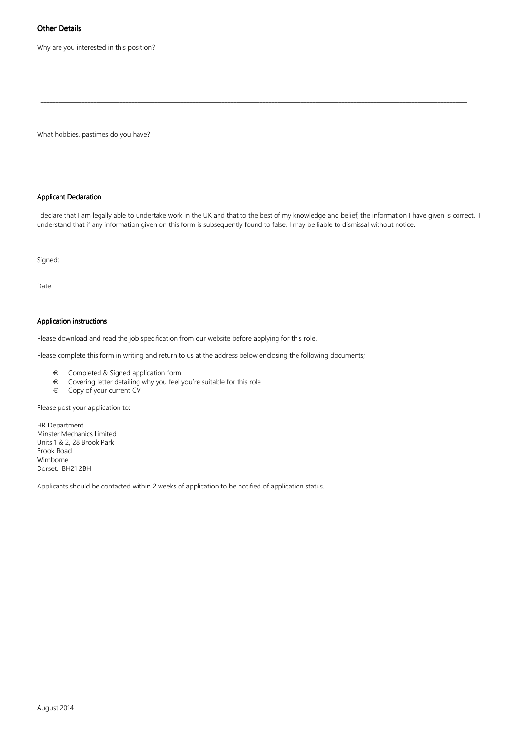## Other Details

Why are you interested in this position?

______________________________________________________________________

______________________________________________________________________

______________________________________________________________________

______________________________________________________________________

What hobbies, pastimes do you have?

______________________________________________________________________

______________________________________________________________________

## Applicant Declaration

I declare that I am legally able to undertake work in the UK and that to the best of my knowledge and belief, the information I have given is correct. I understand that if any information given on this form is subsequently found to false, I may be liable to dismissal without notice.

Signed: ______________________________________________________________

Date:________________________________________________________________

## Application instructions

Please download and read the job specification from our website before applying for this role.

Please complete this form in writing and return to us at the address below enclosing the following documents;

- € Completed & Signed application form
- € Covering letter detailing why you feel you're suitable for this role
- € Copy of your current CV

Please post your application to:

HR Department
Minster Mechanics Limited
Units 1 & 2, 28 Brook Park
Brook Road
Wimborne
Dorset. BH21 2BH

Applicants should be contacted within 2 weeks of application to be notified of application status.

August 2014